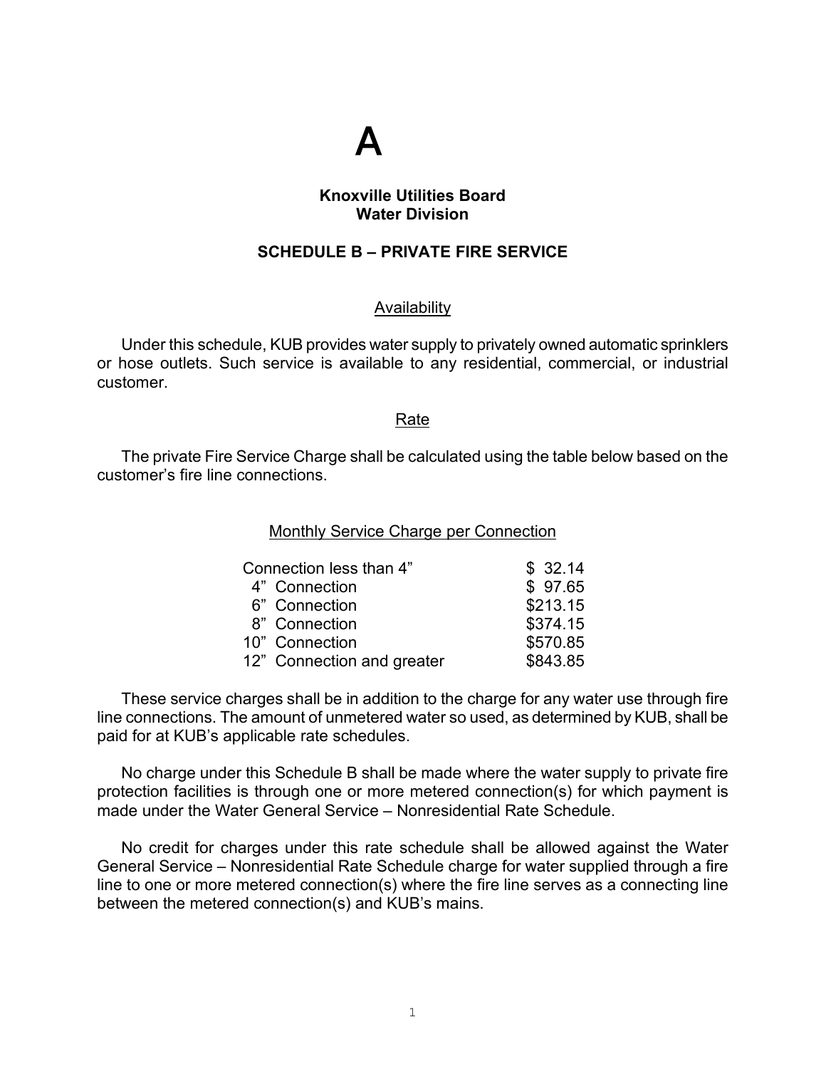# A

**Knoxville Utilities Board**
**Water Division**

## SCHEDULE B – PRIVATE FIRE SERVICE

### Availability

Under this schedule, KUB provides water supply to privately owned automatic sprinklers or hose outlets. Such service is available to any residential, commercial, or industrial customer.

### Rate

The private Fire Service Charge shall be calculated using the table below based on the customer's fire line connections.

Monthly Service Charge per Connection

| | |
|---|---|
| Connection less than 4" | $ 32.14 |
| 4" Connection | $ 97.65 |
| 6" Connection | $213.15 |
| 8" Connection | $374.15 |
| 10" Connection | $570.85 |
| 12" Connection and greater | $843.85 |

These service charges shall be in addition to the charge for any water use through fire line connections. The amount of unmetered water so used, as determined by KUB, shall be paid for at KUB's applicable rate schedules.

No charge under this Schedule B shall be made where the water supply to private fire protection facilities is through one or more metered connection(s) for which payment is made under the Water General Service – Nonresidential Rate Schedule.

No credit for charges under this rate schedule shall be allowed against the Water General Service – Nonresidential Rate Schedule charge for water supplied through a fire line to one or more metered connection(s) where the fire line serves as a connecting line between the metered connection(s) and KUB's mains.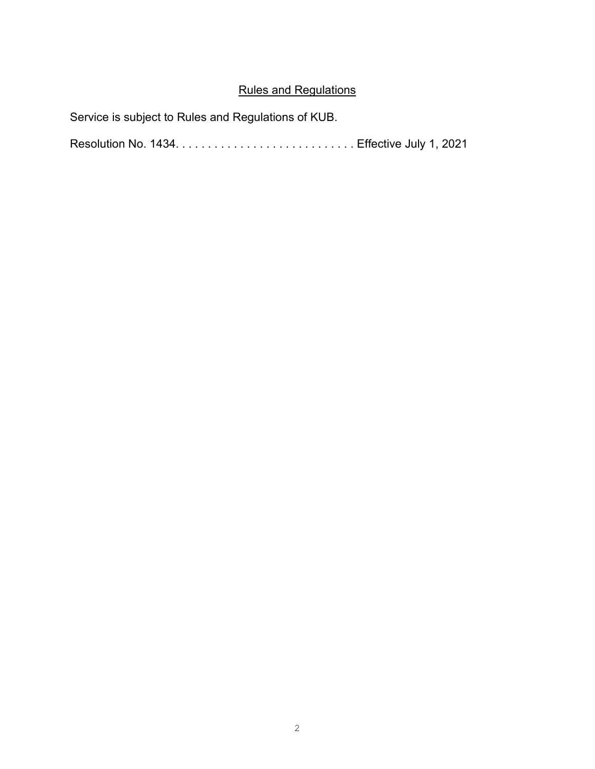## Rules and Regulations

Service is subject to Rules and Regulations of KUB.

Resolution No. 1434. . . . . . . . . . . . . . . . . . . . . . . . . . . . . Effective July 1, 2021